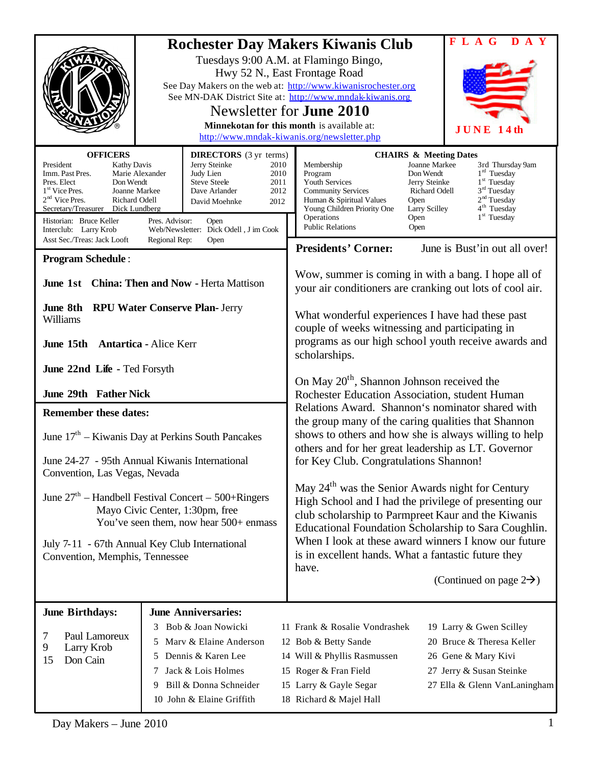# Rochester Day Makers Kiwanis Club

Tuesdays 9:00 A.M. at Flamingo Bingo,
Hwy 52 N., East Frontage Road

See Day Makers on the web at: http://www.kiwanisrochester.org
See MN-DAK District Site at: http://www.mndak-kiwanis.org

## Newsletter for June 2010

**Minnekotan for this month** is available at:
http://www.mndak-kiwanis.org/newsletter.php

**FLAG DAY**
**JUNE 14th**

| OFFICERS | |
|---|---|
| President | Kathy Davis |
| Imm. Past Pres. | Marie Alexander |
| Pres. Elect | Don Wendt |
| 1st Vice Pres. | Joanne Markee |
| 2nd Vice Pres. | Richard Odell |
| Secretary/Treasurer | Dick Lundberg |

| DIRECTORS (3 yr terms) | |
|---|---|
| Jerry Steinke | 2010 |
| Judy Lien | 2010 |
| Steve Steele | 2011 |
| Dave Arlander | 2012 |
| David Moehnke | 2012 |

Historian: Bruce Keller
Interclub: Larry Krob
Asst Sec./Treas: Jack Looft
Pres. Advisor: Open
Web/Newsletter: Dick Odell , Jim Cook
Regional Rep: Open

| CHAIRS & Meeting Dates | | |
|---|---|---|
| Membership | Joanne Markee | 3rd Thursday 9am |
| Program | Don Wendt | 1st Tuesday |
| Youth Services | Jerry Steinke | 1st Tuesday |
| Community Services | Richard Odell | 3rd Tuesday |
| Human & Spiritual Values | Open | 2nd Tuesday |
| Young Children Priority One | Larry Scilley | 4th Tuesday |
| Operations | Open | 1st Tuesday |
| Public Relations | Open | |

### Program Schedule:

**June 1st China: Then and Now** - Herta Mattison

**June 8th RPU Water Conserve Plan**- Jerry Williams

**June 15th Antartica** - Alice Kerr

**June 22nd Life** - Ted Forsyth

**June 29th Father Nick**

### Remember these dates:

June 17th – Kiwanis Day at Perkins South Pancakes

June 24-27 - 95th Annual Kiwanis International Convention, Las Vegas, Nevada

June 27th – Handbell Festival Concert – 500+Ringers
Mayo Civic Center, 1:30pm, free
You've seen them, now hear 500+ enmass

July 7-11 - 67th Annual Key Club International Convention, Memphis, Tennessee

### Presidents' Corner: June is Bust'in out all over!

Wow, summer is coming in with a bang. I hope all of your air conditioners are cranking out lots of cool air.

What wonderful experiences I have had these past couple of weeks witnessing and participating in programs as our high school youth receive awards and scholarships.

On May 20th, Shannon Johnson received the Rochester Education Association, student Human Relations Award. Shannon's nominator shared with the group many of the caring qualities that Shannon shows to others and how she is always willing to help others and for her great leadership as LT. Governor for Key Club. Congratulations Shannon!

May 24th was the Senior Awards night for Century High School and I had the privilege of presenting our club scholarship to Parmpreet Kaur and the Kiwanis Educational Foundation Scholarship to Sara Coughlin. When I look at these award winners I know our future is in excellent hands. What a fantastic future they have.

(Continued on page 2→)

### June Birthdays:

- 7 Paul Lamoreux
- 9 Larry Krob
- 15 Don Cain

### June Anniversaries:

- 3 Bob & Joan Nowicki
- 5 Marv & Elaine Anderson
- 5 Dennis & Karen Lee
- 7 Jack & Lois Holmes
- 9 Bill & Donna Schneider
- 10 John & Elaine Griffith
- 11 Frank & Rosalie Vondrashek
- 12 Bob & Betty Sande
- 14 Will & Phyllis Rasmussen
- 15 Roger & Fran Field
- 15 Larry & Gayle Segar
- 18 Richard & Majel Hall
- 19 Larry & Gwen Scilley
- 20 Bruce & Theresa Keller
- 26 Gene & Mary Kivi
- 27 Jerry & Susan Steinke
- 27 Ella & Glenn VanLaningham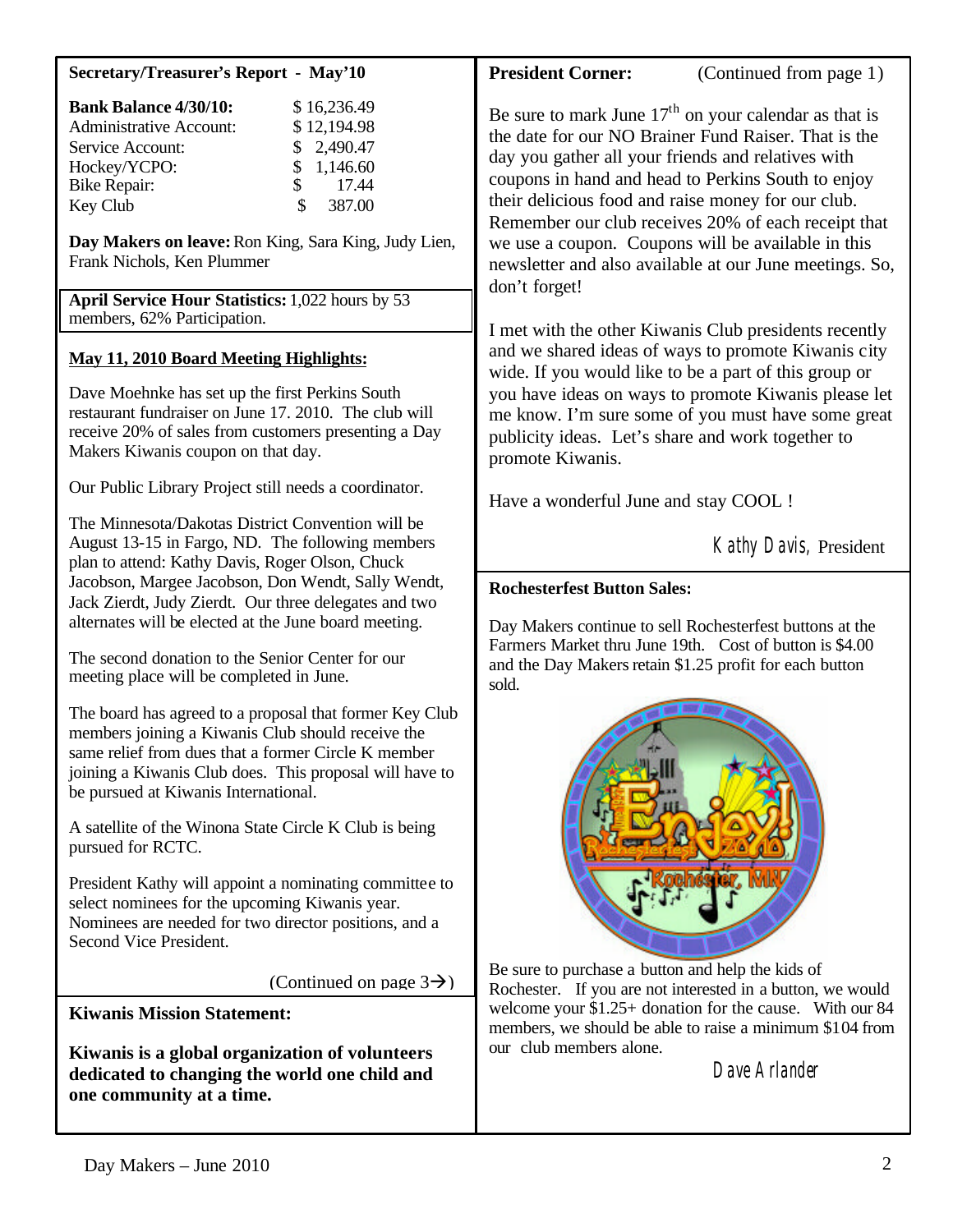**Secretary/Treasurer's Report - May'10**

| | |
|---|---|
| **Bank Balance 4/30/10:** | $ 16,236.49 |
| Administrative Account: | $ 12,194.98 |
| Service Account: | $ 2,490.47 |
| Hockey/YCPO: | $ 1,146.60 |
| Bike Repair: | $ 17.44 |
| Key Club | $ 387.00 |

**Day Makers on leave:** Ron King, Sara King, Judy Lien, Frank Nichols, Ken Plummer

**April Service Hour Statistics:** 1,022 hours by 53 members, 62% Participation.

**May 11, 2010 Board Meeting Highlights:**

Dave Moehnke has set up the first Perkins South restaurant fundraiser on June 17. 2010. The club will receive 20% of sales from customers presenting a Day Makers Kiwanis coupon on that day.

Our Public Library Project still needs a coordinator.

The Minnesota/Dakotas District Convention will be August 13-15 in Fargo, ND. The following members plan to attend: Kathy Davis, Roger Olson, Chuck Jacobson, Margee Jacobson, Don Wendt, Sally Wendt, Jack Zierdt, Judy Zierdt. Our three delegates and two alternates will be elected at the June board meeting.

The second donation to the Senior Center for our meeting place will be completed in June.

The board has agreed to a proposal that former Key Club members joining a Kiwanis Club should receive the same relief from dues that a former Circle K member joining a Kiwanis Club does. This proposal will have to be pursued at Kiwanis International.

A satellite of the Winona State Circle K Club is being pursued for RCTC.

President Kathy will appoint a nominating committee to select nominees for the upcoming Kiwanis year. Nominees are needed for two director positions, and a Second Vice President.

(Continued on page 3→)

**Kiwanis Mission Statement:**

**Kiwanis is a global organization of volunteers dedicated to changing the world one child and one community at a time.**

**President Corner:** (Continued from page 1)

Be sure to mark June 17th on your calendar as that is the date for our NO Brainer Fund Raiser. That is the day you gather all your friends and relatives with coupons in hand and head to Perkins South to enjoy their delicious food and raise money for our club. Remember our club receives 20% of each receipt that we use a coupon. Coupons will be available in this newsletter and also available at our June meetings. So, don't forget!

I met with the other Kiwanis Club presidents recently and we shared ideas of ways to promote Kiwanis city wide. If you would like to be a part of this group or you have ideas on ways to promote Kiwanis please let me know. I'm sure some of you must have some great publicity ideas. Let's share and work together to promote Kiwanis.

Have a wonderful June and stay COOL !

*Kathy Davis*, President

**Rochesterfest Button Sales:**

Day Makers continue to sell Rochesterfest buttons at the Farmers Market thru June 19th. Cost of button is $4.00 and the Day Makers retain $1.25 profit for each button sold.

Be sure to purchase a button and help the kids of Rochester. If you are not interested in a button, we would welcome your $1.25+ donation for the cause. With our 84 members, we should be able to raise a minimum $104 from our club members alone.

*Dave Arlander*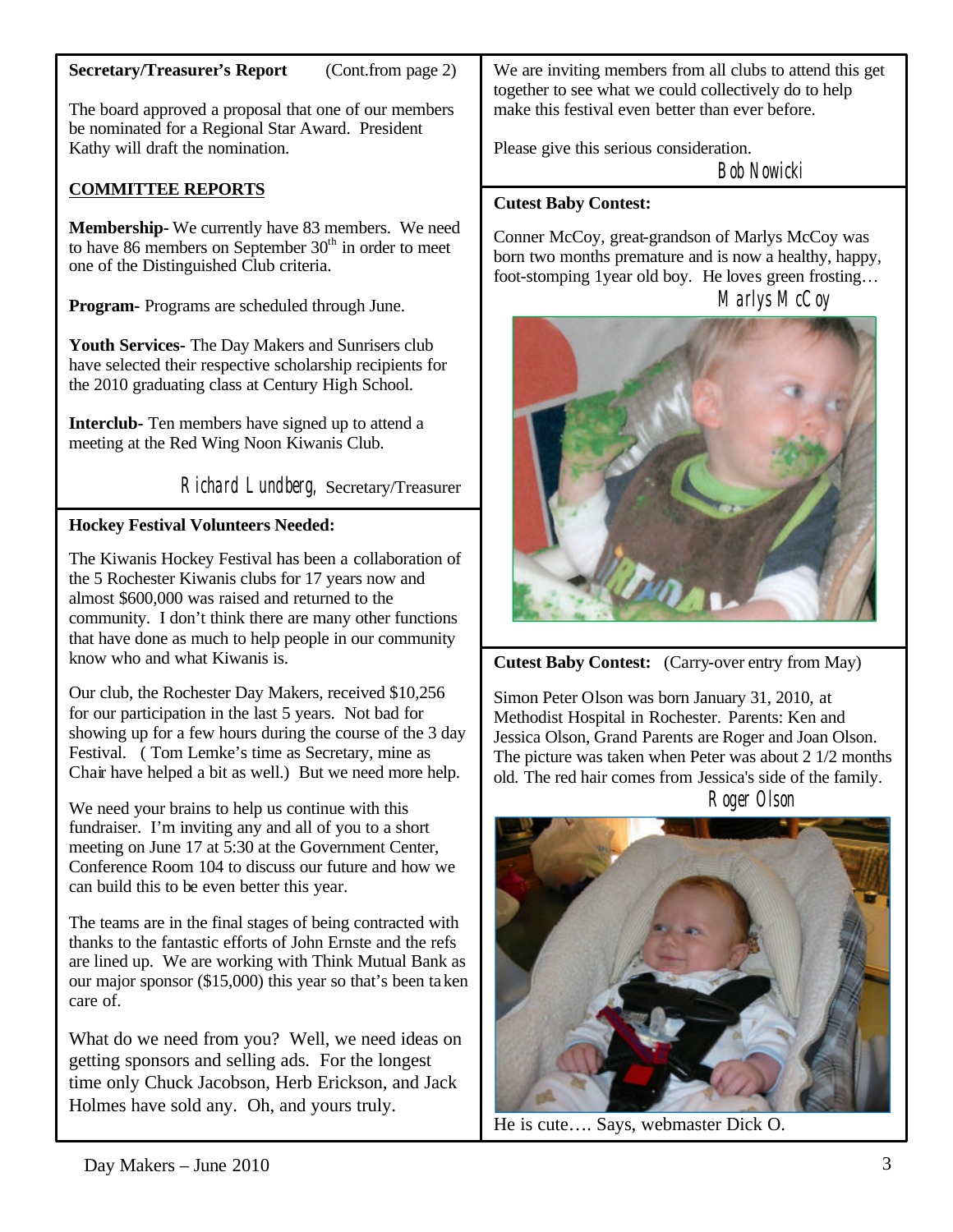**Secretary/Treasurer's Report** (Cont.from page 2)

The board approved a proposal that one of our members be nominated for a Regional Star Award. President Kathy will draft the nomination.

**COMMITTEE REPORTS**

**Membership-** We currently have 83 members. We need to have 86 members on September 30th in order to meet one of the Distinguished Club criteria.

**Program-** Programs are scheduled through June.

**Youth Services-** The Day Makers and Sunrisers club have selected their respective scholarship recipients for the 2010 graduating class at Century High School.

**Interclub-** Ten members have signed up to attend a meeting at the Red Wing Noon Kiwanis Club.

Richard Lundberg, Secretary/Treasurer

**Hockey Festival Volunteers Needed:**

The Kiwanis Hockey Festival has been a collaboration of the 5 Rochester Kiwanis clubs for 17 years now and almost $600,000 was raised and returned to the community. I don't think there are many other functions that have done as much to help people in our community know who and what Kiwanis is.

Our club, the Rochester Day Makers, received $10,256 for our participation in the last 5 years. Not bad for showing up for a few hours during the course of the 3 day Festival. ( Tom Lemke's time as Secretary, mine as Chair have helped a bit as well.) But we need more help.

We need your brains to help us continue with this fundraiser. I'm inviting any and all of you to a short meeting on June 17 at 5:30 at the Government Center, Conference Room 104 to discuss our future and how we can build this to be even better this year.

The teams are in the final stages of being contracted with thanks to the fantastic efforts of John Ernste and the refs are lined up. We are working with Think Mutual Bank as our major sponsor ($15,000) this year so that's been taken care of.

What do we need from you? Well, we need ideas on getting sponsors and selling ads. For the longest time only Chuck Jacobson, Herb Erickson, and Jack Holmes have sold any. Oh, and yours truly.

We are inviting members from all clubs to attend this get together to see what we could collectively do to help make this festival even better than ever before.

Please give this serious consideration.

Bob Nowicki

**Cutest Baby Contest:**

Conner McCoy, great-grandson of Marlys McCoy was born two months premature and is now a healthy, happy, foot-stomping 1year old boy. He loves green frosting…

Marlys McCoy

**Cutest Baby Contest:** (Carry-over entry from May)

Simon Peter Olson was born January 31, 2010, at Methodist Hospital in Rochester. Parents: Ken and Jessica Olson, Grand Parents are Roger and Joan Olson. The picture was taken when Peter was about 2 1/2 months old. The red hair comes from Jessica's side of the family.

Roger Olson

He is cute…. Says, webmaster Dick O.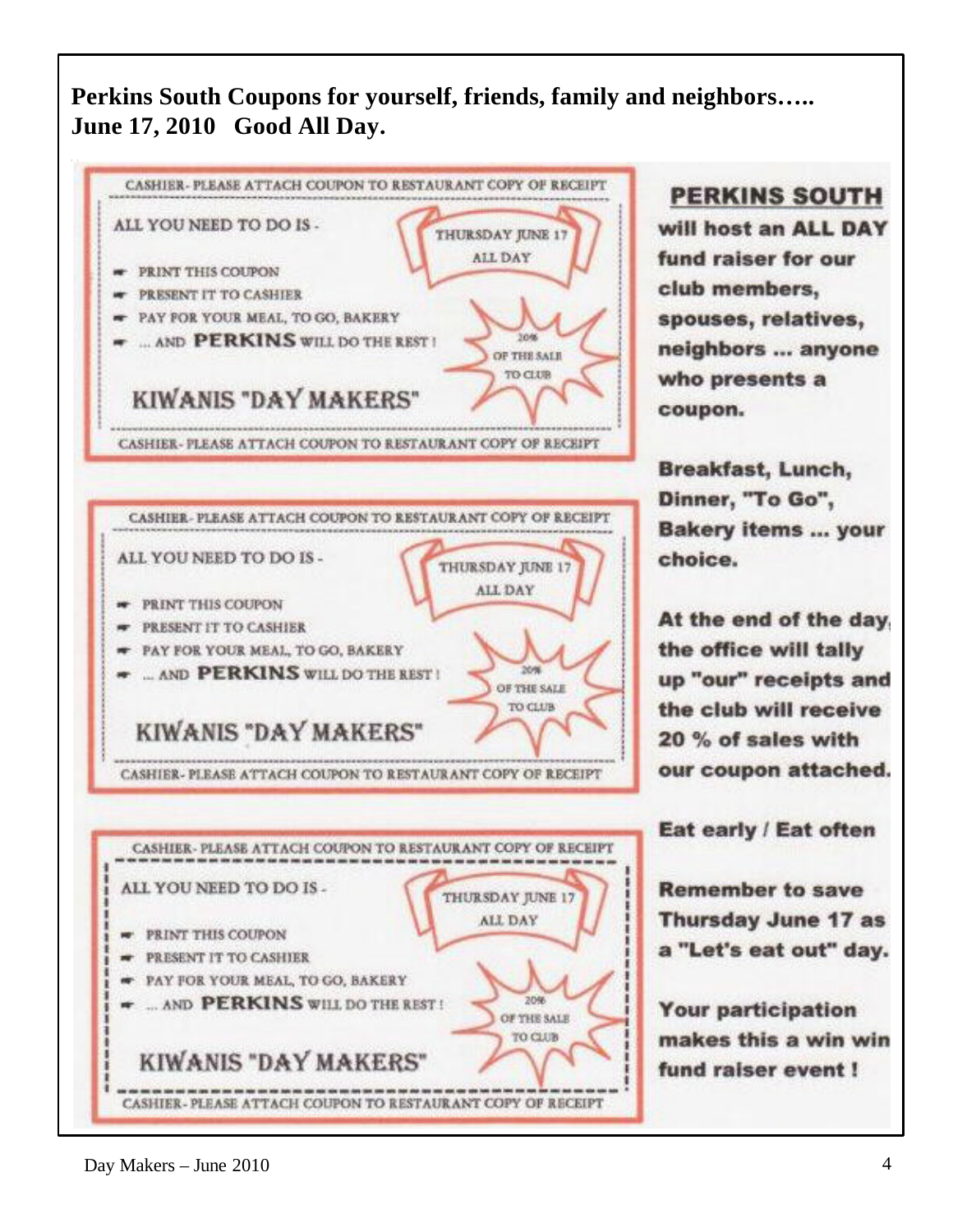**Perkins South Coupons for yourself, friends, family and neighbors….. June 17, 2010 Good All Day.**

CASHIER- PLEASE ATTACH COUPON TO RESTAURANT COPY OF RECEIPT

ALL YOU NEED TO DO IS -

THURSDAY JUNE 17
ALL DAY

- PRINT THIS COUPON
- PRESENT IT TO CASHIER
- PAY FOR YOUR MEAL, TO GO, BAKERY
- ... AND **PERKINS** WILL DO THE REST !

20% OF THE SALE TO CLUB

KIWANIS "DAY MAKERS"

CASHIER- PLEASE ATTACH COUPON TO RESTAURANT COPY OF RECEIPT

---

CASHIER- PLEASE ATTACH COUPON TO RESTAURANT COPY OF RECEIPT

ALL YOU NEED TO DO IS -

THURSDAY JUNE 17
ALL DAY

- PRINT THIS COUPON
- PRESENT IT TO CASHIER
- PAY FOR YOUR MEAL, TO GO, BAKERY
- ... AND **PERKINS** WILL DO THE REST !

20% OF THE SALE TO CLUB

KIWANIS "DAY MAKERS"

CASHIER- PLEASE ATTACH COUPON TO RESTAURANT COPY OF RECEIPT

---

CASHIER- PLEASE ATTACH COUPON TO RESTAURANT COPY OF RECEIPT

ALL YOU NEED TO DO IS -

THURSDAY JUNE 17
ALL DAY

- PRINT THIS COUPON
- PRESENT IT TO CASHIER
- PAY FOR YOUR MEAL, TO GO, BAKERY
- ... AND **PERKINS** WILL DO THE REST !

20% OF THE SALE TO CLUB

KIWANIS "DAY MAKERS"

CASHIER- PLEASE ATTACH COUPON TO RESTAURANT COPY OF RECEIPT

---

**PERKINS SOUTH**

**will host an ALL DAY fund raiser for our club members, spouses, relatives, neighbors ... anyone who presents a coupon.**

**Breakfast, Lunch, Dinner, "To Go", Bakery items ... your choice.**

**At the end of the day, the office will tally up "our" receipts and the club will receive 20 % of sales with our coupon attached.**

**Eat early / Eat often**

**Remember to save Thursday June 17 as a "Let's eat out" day.**

**Your participation makes this a win win fund raiser event !**